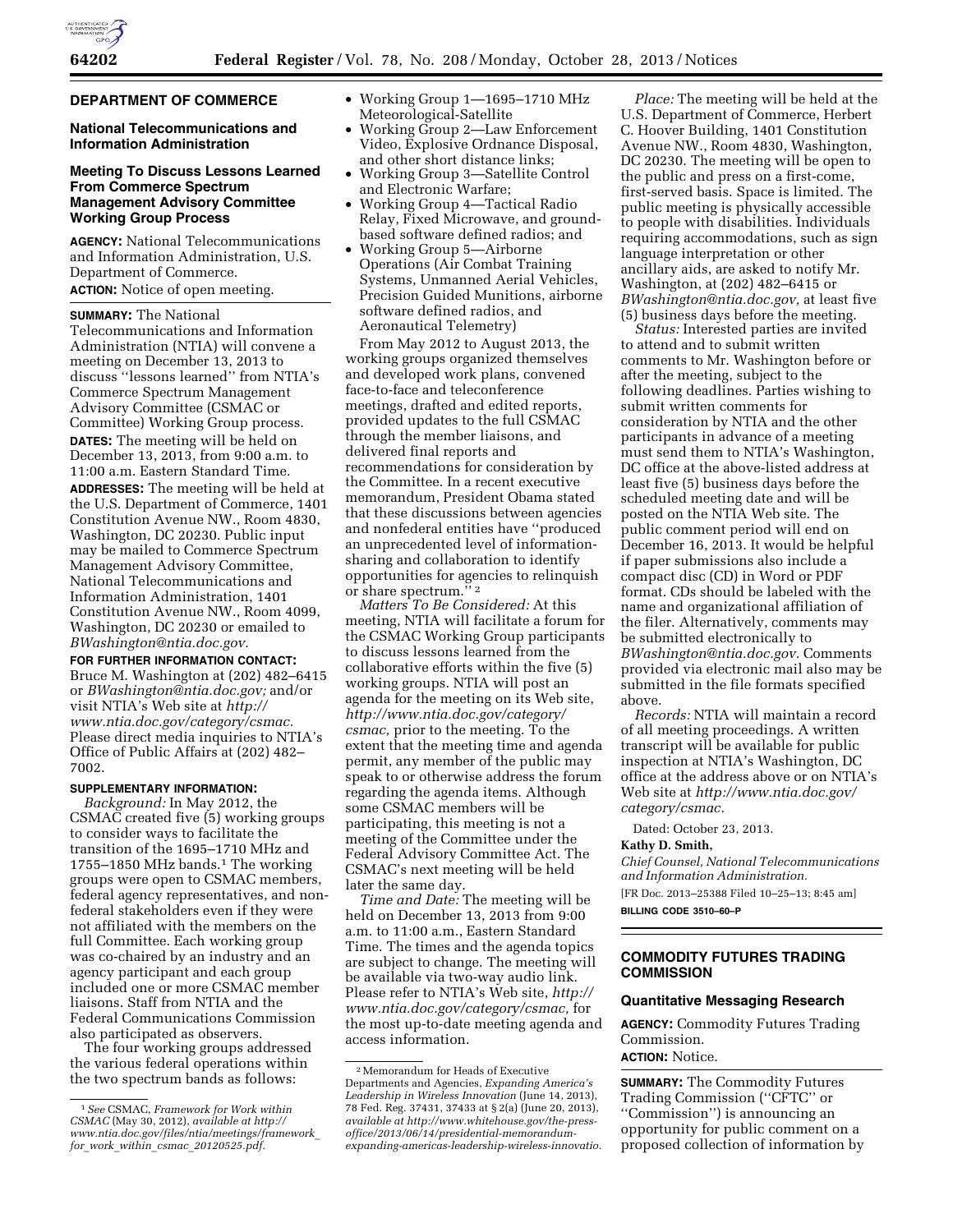## DEPARTMENT OF COMMERCE

### National Telecommunications and Information Administration

### Meeting To Discuss Lessons Learned From Commerce Spectrum Management Advisory Committee Working Group Process

**AGENCY:** National Telecommunications and Information Administration, U.S. Department of Commerce.

**ACTION:** Notice of open meeting.

**SUMMARY:** The National Telecommunications and Information Administration (NTIA) will convene a meeting on December 13, 2013 to discuss ''lessons learned'' from NTIA's Commerce Spectrum Management Advisory Committee (CSMAC or Committee) Working Group process.

**DATES:** The meeting will be held on December 13, 2013, from 9:00 a.m. to 11:00 a.m. Eastern Standard Time.

**ADDRESSES:** The meeting will be held at the U.S. Department of Commerce, 1401 Constitution Avenue NW., Room 4830, Washington, DC 20230. Public input may be mailed to Commerce Spectrum Management Advisory Committee, National Telecommunications and Information Administration, 1401 Constitution Avenue NW., Room 4099, Washington, DC 20230 or emailed to *BWashington@ntia.doc.gov.*

**FOR FURTHER INFORMATION CONTACT:** Bruce M. Washington at (202) 482–6415 or *BWashington@ntia.doc.gov;* and/or visit NTIA's Web site at *http://www.ntia.doc.gov/category/csmac.* Please direct media inquiries to NTIA's Office of Public Affairs at (202) 482–7002.

**SUPPLEMENTARY INFORMATION:**

*Background:* In May 2012, the CSMAC created five (5) working groups to consider ways to facilitate the transition of the 1695–1710 MHz and 1755–1850 MHz bands.[1] The working groups were open to CSMAC members, federal agency representatives, and non-federal stakeholders even if they were not affiliated with the members on the full Committee. Each working group was co-chaired by an industry and an agency participant and each group included one or more CSMAC member liaisons. Staff from NTIA and the Federal Communications Commission also participated as observers.

The four working groups addressed the various federal operations within the two spectrum bands as follows:

- Working Group 1—1695–1710 MHz Meteorological-Satellite
- Working Group 2—Law Enforcement Video, Explosive Ordnance Disposal, and other short distance links;
- Working Group 3—Satellite Control and Electronic Warfare;
- Working Group 4—Tactical Radio Relay, Fixed Microwave, and ground-based software defined radios; and
- Working Group 5—Airborne Operations (Air Combat Training Systems, Unmanned Aerial Vehicles, Precision Guided Munitions, airborne software defined radios, and Aeronautical Telemetry)

From May 2012 to August 2013, the working groups organized themselves and developed work plans, convened face-to-face and teleconference meetings, drafted and edited reports, provided updates to the full CSMAC through the member liaisons, and delivered final reports and recommendations for consideration by the Committee. In a recent executive memorandum, President Obama stated that these discussions between agencies and nonfederal entities have ''produced an unprecedented level of information-sharing and collaboration to identify opportunities for agencies to relinquish or share spectrum.''[2]

*Matters To Be Considered:* At this meeting, NTIA will facilitate a forum for the CSMAC Working Group participants to discuss lessons learned from the collaborative efforts within the five (5) working groups. NTIA will post an agenda for the meeting on its Web site, *http://www.ntia.doc.gov/category/csmac,* prior to the meeting. To the extent that the meeting time and agenda permit, any member of the public may speak to or otherwise address the forum regarding the agenda items. Although some CSMAC members will be participating, this meeting is not a meeting of the Committee under the Federal Advisory Committee Act. The CSMAC's next meeting will be held later the same day.

*Time and Date:* The meeting will be held on December 13, 2013 from 9:00 a.m. to 11:00 a.m., Eastern Standard Time. The times and the agenda topics are subject to change. The meeting will be available via two-way audio link. Please refer to NTIA's Web site, *http://www.ntia.doc.gov/category/csmac,* for the most up-to-date meeting agenda and access information.

*Place:* The meeting will be held at the U.S. Department of Commerce, Herbert C. Hoover Building, 1401 Constitution Avenue NW., Room 4830, Washington, DC 20230. The meeting will be open to the public and press on a first-come, first-served basis. Space is limited. The public meeting is physically accessible to people with disabilities. Individuals requiring accommodations, such as sign language interpretation or other ancillary aids, are asked to notify Mr. Washington, at (202) 482–6415 or *BWashington@ntia.doc.gov,* at least five (5) business days before the meeting.

*Status:* Interested parties are invited to attend and to submit written comments to Mr. Washington before or after the meeting, subject to the following deadlines. Parties wishing to submit written comments for consideration by NTIA and the other participants in advance of a meeting must send them to NTIA's Washington, DC office at the above-listed address at least five (5) business days before the scheduled meeting date and will be posted on the NTIA Web site. The public comment period will end on December 16, 2013. It would be helpful if paper submissions also include a compact disc (CD) in Word or PDF format. CDs should be labeled with the name and organizational affiliation of the filer. Alternatively, comments may be submitted electronically to *BWashington@ntia.doc.gov.* Comments provided via electronic mail also may be submitted in the file formats specified above.

*Records:* NTIA will maintain a record of all meeting proceedings. A written transcript will be available for public inspection at NTIA's Washington, DC office at the address above or on NTIA's Web site at *http://www.ntia.doc.gov/category/csmac.*

Dated: October 23, 2013.

**Kathy D. Smith,**

*Chief Counsel, National Telecommunications and Information Administration.*

[FR Doc. 2013–25388 Filed 10–25–13; 8:45 am]

**BILLING CODE 3510–60–P**

---

[1] *See* CSMAC, *Framework for Work within CSMAC* (May 30, 2012), *available at http://www.ntia.doc.gov/files/ntia/meetings/framework_for_work_within_csmac_20120525.pdf.*

[2] Memorandum for Heads of Executive Departments and Agencies, *Expanding America's Leadership in Wireless Innovation* (June 14, 2013), 78 Fed. Reg. 37431, 37433 at § 2(a) (June 20, 2013), *available at http://www.whitehouse.gov/the-press-office/2013/06/14/presidential-memorandum-expanding-americas-leadership-wireless-innovatio.*

---

## COMMODITY FUTURES TRADING COMMISSION

### Quantitative Messaging Research

**AGENCY:** Commodity Futures Trading Commission.

**ACTION:** Notice.

**SUMMARY:** The Commodity Futures Trading Commission (''CFTC'' or ''Commission'') is announcing an opportunity for public comment on a proposed collection of information by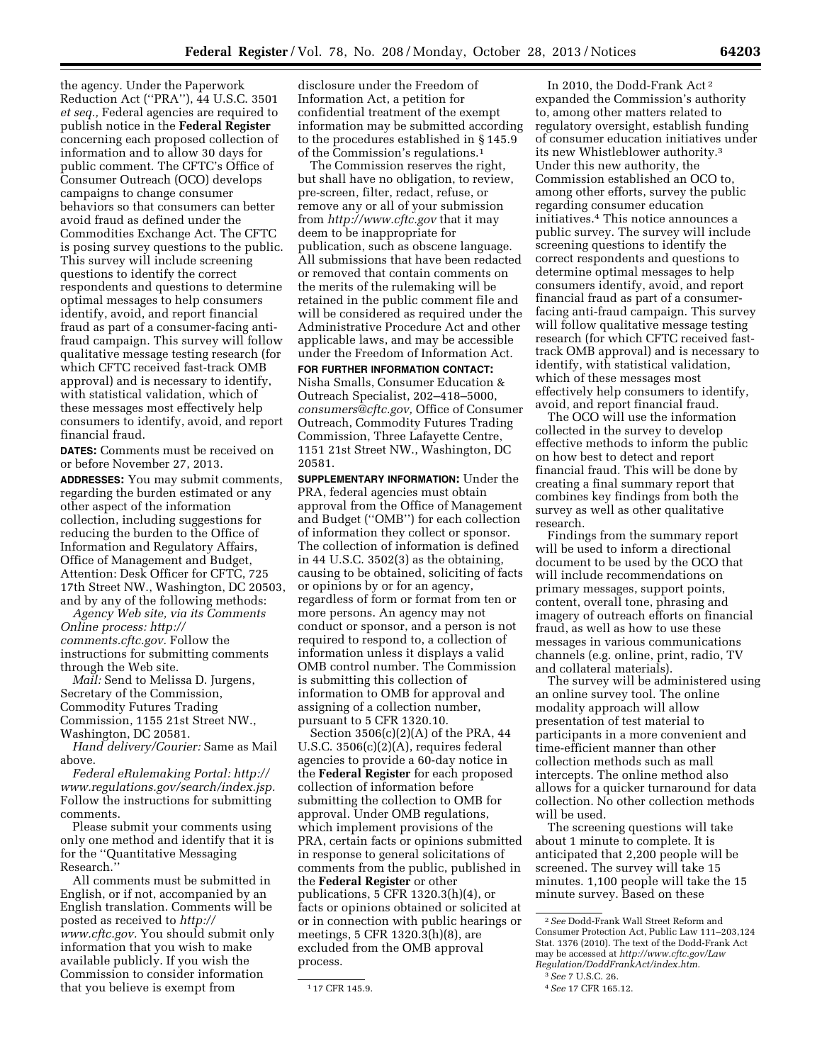the agency. Under the Paperwork Reduction Act ("PRA"), 44 U.S.C. 3501 *et seq.,* Federal agencies are required to publish notice in the **Federal Register** concerning each proposed collection of information and to allow 30 days for public comment. The CFTC's Office of Consumer Outreach (OCO) develops campaigns to change consumer behaviors so that consumers can better avoid fraud as defined under the Commodities Exchange Act. The CFTC is posing survey questions to the public. This survey will include screening questions to identify the correct respondents and questions to determine optimal messages to help consumers identify, avoid, and report financial fraud as part of a consumer-facing anti-fraud campaign. This survey will follow qualitative message testing research (for which CFTC received fast-track OMB approval) and is necessary to identify, with statistical validation, which of these messages most effectively help consumers to identify, avoid, and report financial fraud.

**DATES:** Comments must be received on or before November 27, 2013.

**ADDRESSES:** You may submit comments, regarding the burden estimated or any other aspect of the information collection, including suggestions for reducing the burden to the Office of Information and Regulatory Affairs, Office of Management and Budget, Attention: Desk Officer for CFTC, 725 17th Street NW., Washington, DC 20503, and by any of the following methods:

*Agency Web site, via its Comments Online process: http://comments.cftc.gov.* Follow the instructions for submitting comments through the Web site.

*Mail:* Send to Melissa D. Jurgens, Secretary of the Commission, Commodity Futures Trading Commission, 1155 21st Street NW., Washington, DC 20581.

*Hand delivery/Courier:* Same as Mail above.

*Federal eRulemaking Portal: http://www.regulations.gov/search/index.jsp.* Follow the instructions for submitting comments.

Please submit your comments using only one method and identify that it is for the "Quantitative Messaging Research."

All comments must be submitted in English, or if not, accompanied by an English translation. Comments will be posted as received to *http://www.cftc.gov.* You should submit only information that you wish to make available publicly. If you wish the Commission to consider information that you believe is exempt from disclosure under the Freedom of Information Act, a petition for confidential treatment of the exempt information may be submitted according to the procedures established in § 145.9 of the Commission's regulations.[1]

The Commission reserves the right, but shall have no obligation, to review, pre-screen, filter, redact, refuse, or remove any or all of your submission from *http://www.cftc.gov* that it may deem to be inappropriate for publication, such as obscene language. All submissions that have been redacted or removed that contain comments on the merits of the rulemaking will be retained in the public comment file and will be considered as required under the Administrative Procedure Act and other applicable laws, and may be accessible under the Freedom of Information Act.

**FOR FURTHER INFORMATION CONTACT:** Nisha Smalls, Consumer Education & Outreach Specialist, 202–418–5000, *consumers@cftc.gov,* Office of Consumer Outreach, Commodity Futures Trading Commission, Three Lafayette Centre, 1151 21st Street NW., Washington, DC 20581.

**SUPPLEMENTARY INFORMATION:** Under the PRA, federal agencies must obtain approval from the Office of Management and Budget ("OMB") for each collection of information they collect or sponsor. The collection of information is defined in 44 U.S.C. 3502(3) as the obtaining, causing to be obtained, soliciting of facts or opinions by or for an agency, regardless of form or format from ten or more persons. An agency may not conduct or sponsor, and a person is not required to respond to, a collection of information unless it displays a valid OMB control number. The Commission is submitting this collection of information to OMB for approval and assigning of a collection number, pursuant to 5 CFR 1320.10.

Section 3506(c)(2)(A) of the PRA, 44 U.S.C. 3506(c)(2)(A), requires federal agencies to provide a 60-day notice in the **Federal Register** for each proposed collection of information before submitting the collection to OMB for approval. Under OMB regulations, which implement provisions of the PRA, certain facts or opinions submitted in response to general solicitations of comments from the public, published in the **Federal Register** or other publications, 5 CFR 1320.3(h)(4), or facts or opinions obtained or solicited at or in connection with public hearings or meetings, 5 CFR 1320.3(h)(8), are excluded from the OMB approval process.

In 2010, the Dodd-Frank Act[2] expanded the Commission's authority to, among other matters related to regulatory oversight, establish funding of consumer education initiatives under its new Whistleblower authority.[3] Under this new authority, the Commission established an OCO to, among other efforts, survey the public regarding consumer education initiatives.[4] This notice announces a public survey. The survey will include screening questions to identify the correct respondents and questions to determine optimal messages to help consumers identify, avoid, and report financial fraud as part of a consumer-facing anti-fraud campaign. This survey will follow qualitative message testing research (for which CFTC received fast-track OMB approval) and is necessary to identify, with statistical validation, which of these messages most effectively help consumers to identify, avoid, and report financial fraud.

The OCO will use the information collected in the survey to develop effective methods to inform the public on how best to detect and report financial fraud. This will be done by creating a final summary report that combines key findings from both the survey as well as other qualitative research.

Findings from the summary report will be used to inform a directional document to be used by the OCO that will include recommendations on primary messages, support points, content, overall tone, phrasing and imagery of outreach efforts on financial fraud, as well as how to use these messages in various communications channels (e.g. online, print, radio, TV and collateral materials).

The survey will be administered using an online survey tool. The online modality approach will allow presentation of test material to participants in a more convenient and time-efficient manner than other collection methods such as mall intercepts. The online method also allows for a quicker turnaround for data collection. No other collection methods will be used.

The screening questions will take about 1 minute to complete. It is anticipated that 2,200 people will be screened. The survey will take 15 minutes. 1,100 people will take the 15 minute survey. Based on these

---

[1] 17 CFR 145.9.

[2] *See* Dodd-Frank Wall Street Reform and Consumer Protection Act, Public Law 111–203,124 Stat. 1376 (2010). The text of the Dodd-Frank Act may be accessed at *http://www.cftc.gov/LawRegulation/DoddFrankAct/index.htm.*

[3] *See* 7 U.S.C. 26.

[4] *See* 17 CFR 165.12.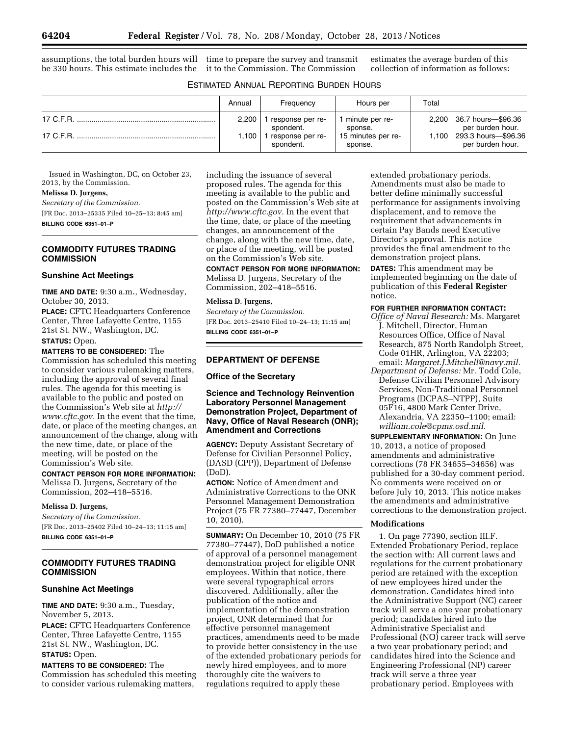assumptions, the total burden hours will be 330 hours. This estimate includes the time to prepare the survey and transmit it to the Commission. The Commission estimates the average burden of this collection of information as follows:

ESTIMATED ANNUAL REPORTING BURDEN HOURS

| | Annual | Frequency | Hours per | Total | |
|---|---|---|---|---|---|
| 17 C.F.R. | 2,200 | 1 response per respondent. | 1 minute per response. | 2,200 | 36.7 hours—$96.36 per burden hour. |
| 17 C.F.R. | 1,100 | 1 response per respondent. | 15 minutes per response. | 1,100 | 293.3 hours—$96.36 per burden hour. |

Issued in Washington, DC, on October 23, 2013, by the Commission.

**Melissa D. Jurgens,**

*Secretary of the Commission.*

[FR Doc. 2013–25335 Filed 10–25–13; 8:45 am]

**BILLING CODE 6351–01–P**

## COMMODITY FUTURES TRADING COMMISSION

### Sunshine Act Meetings

**TIME AND DATE:** 9:30 a.m., Wednesday, October 30, 2013.

**PLACE:** CFTC Headquarters Conference Center, Three Lafayette Centre, 1155 21st St. NW., Washington, DC.

**STATUS:** Open.

**MATTERS TO BE CONSIDERED:** The Commission has scheduled this meeting to consider various rulemaking matters, including the approval of several final rules. The agenda for this meeting is available to the public and posted on the Commission's Web site at *http://www.cftc.gov.* In the event that the time, date, or place of the meeting changes, an announcement of the change, along with the new time, date, or place of the meeting, will be posted on the Commission's Web site.

**CONTACT PERSON FOR MORE INFORMATION:** Melissa D. Jurgens, Secretary of the Commission, 202–418–5516.

**Melissa D. Jurgens,**

*Secretary of the Commission.*

[FR Doc. 2013–25402 Filed 10–24–13; 11:15 am]

**BILLING CODE 6351–01–P**

## COMMODITY FUTURES TRADING COMMISSION

### Sunshine Act Meetings

**TIME AND DATE:** 9:30 a.m., Tuesday, November 5, 2013.

**PLACE:** CFTC Headquarters Conference Center, Three Lafayette Centre, 1155 21st St. NW., Washington, DC.

**STATUS:** Open.

**MATTERS TO BE CONSIDERED:** The Commission has scheduled this meeting to consider various rulemaking matters, including the issuance of several proposed rules. The agenda for this meeting is available to the public and posted on the Commission's Web site at *http://www.cftc.gov.* In the event that the time, date, or place of the meeting changes, an announcement of the change, along with the new time, date, or place of the meeting, will be posted on the Commission's Web site.

**CONTACT PERSON FOR MORE INFORMATION:** Melissa D. Jurgens, Secretary of the Commission, 202–418–5516.

**Melissa D. Jurgens,**

*Secretary of the Commission.*

[FR Doc. 2013–25410 Filed 10–24–13; 11:15 am]

**BILLING CODE 6351–01–P**

## DEPARTMENT OF DEFENSE

### Office of the Secretary

### Science and Technology Reinvention Laboratory Personnel Management Demonstration Project, Department of Navy, Office of Naval Research (ONR); Amendment and Corrections

**AGENCY:** Deputy Assistant Secretary of Defense for Civilian Personnel Policy, (DASD (CPP)), Department of Defense (DoD).

**ACTION:** Notice of Amendment and Administrative Corrections to the ONR Personnel Management Demonstration Project (75 FR 77380–77447, December 10, 2010).

**SUMMARY:** On December 10, 2010 (75 FR 77380–77447), DoD published a notice of approval of a personnel management demonstration project for eligible ONR employees. Within that notice, there were several typographical errors discovered. Additionally, after the publication of the notice and implementation of the demonstration project, ONR determined that for effective personnel management practices, amendments need to be made to provide better consistency in the use of the extended probationary periods for newly hired employees, and to more thoroughly cite the waivers to regulations required to apply these extended probationary periods. Amendments must also be made to better define minimally successful performance for assignments involving displacement, and to remove the requirement that advancements in certain Pay Bands need Executive Director's approval. This notice provides the final amendment to the demonstration project plans.

**DATES:** This amendment may be implemented beginning on the date of publication of this **Federal Register** notice.

**FOR FURTHER INFORMATION CONTACT:**

*Office of Naval Research:* Ms. Margaret J. Mitchell, Director, Human Resources Office, Office of Naval Research, 875 North Randolph Street, Code 01HR, Arlington, VA 22203; email: *Margaret.J.Mitchell@navy.mil.*

*Department of Defense:* Mr. Todd Cole, Defense Civilian Personnel Advisory Services, Non-Traditional Personnel Programs (DCPAS–NTPP), Suite 05F16, 4800 Mark Center Drive, Alexandria, VA 22350–1100; email: *william.cole@cpms.osd.mil.*

**SUPPLEMENTARY INFORMATION:** On June 10, 2013, a notice of proposed amendments and administrative corrections (78 FR 34655–34656) was published for a 30-day comment period. No comments were received on or before July 10, 2013. This notice makes the amendments and administrative corrections to the demonstration project.

#### Modifications

1. On page 77390, section III.F. Extended Probationary Period, replace the section with: All current laws and regulations for the current probationary period are retained with the exception of new employees hired under the demonstration. Candidates hired into the Administrative Support (NC) career track will serve a one year probationary period; candidates hired into the Administrative Specialist and Professional (NO) career track will serve a two year probationary period; and candidates hired into the Science and Engineering Professional (NP) career track will serve a three year probationary period. Employees with